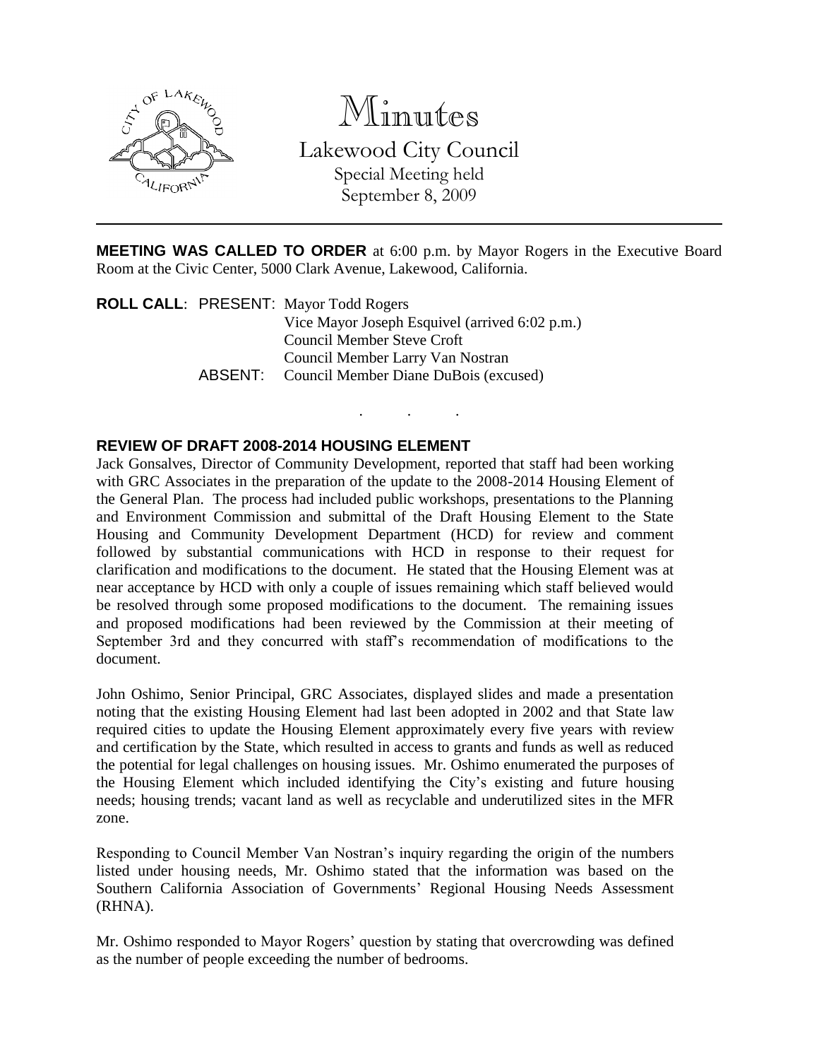# Minutes

Lakewood City Council
Special Meeting held
September 8, 2009

---

**MEETING WAS CALLED TO ORDER** at 6:00 p.m. by Mayor Rogers in the Executive Board Room at the Civic Center, 5000 Clark Avenue, Lakewood, California.

**ROLL CALL**: PRESENT: Mayor Todd Rogers
Vice Mayor Joseph Esquivel (arrived 6:02 p.m.)
Council Member Steve Croft
Council Member Larry Van Nostran
ABSENT: Council Member Diane DuBois (excused)

. . .

## REVIEW OF DRAFT 2008-2014 HOUSING ELEMENT

Jack Gonsalves, Director of Community Development, reported that staff had been working with GRC Associates in the preparation of the update to the 2008-2014 Housing Element of the General Plan. The process had included public workshops, presentations to the Planning and Environment Commission and submittal of the Draft Housing Element to the State Housing and Community Development Department (HCD) for review and comment followed by substantial communications with HCD in response to their request for clarification and modifications to the document. He stated that the Housing Element was at near acceptance by HCD with only a couple of issues remaining which staff believed would be resolved through some proposed modifications to the document. The remaining issues and proposed modifications had been reviewed by the Commission at their meeting of September 3rd and they concurred with staff's recommendation of modifications to the document.

John Oshimo, Senior Principal, GRC Associates, displayed slides and made a presentation noting that the existing Housing Element had last been adopted in 2002 and that State law required cities to update the Housing Element approximately every five years with review and certification by the State, which resulted in access to grants and funds as well as reduced the potential for legal challenges on housing issues. Mr. Oshimo enumerated the purposes of the Housing Element which included identifying the City's existing and future housing needs; housing trends; vacant land as well as recyclable and underutilized sites in the MFR zone.

Responding to Council Member Van Nostran's inquiry regarding the origin of the numbers listed under housing needs, Mr. Oshimo stated that the information was based on the Southern California Association of Governments' Regional Housing Needs Assessment (RHNA).

Mr. Oshimo responded to Mayor Rogers' question by stating that overcrowding was defined as the number of people exceeding the number of bedrooms.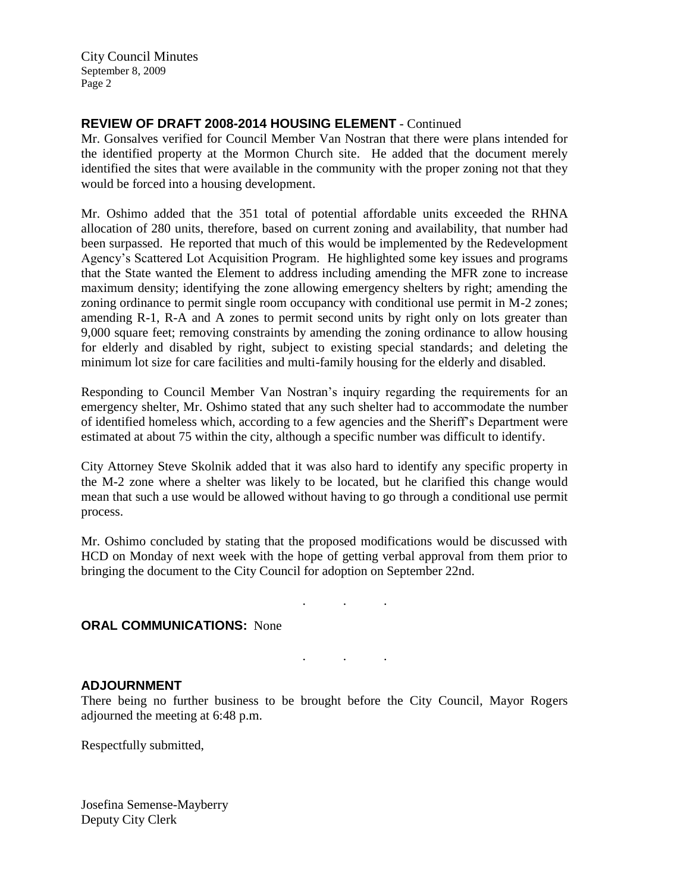**REVIEW OF DRAFT 2008-2014 HOUSING ELEMENT** - Continued

Mr. Gonsalves verified for Council Member Van Nostran that there were plans intended for the identified property at the Mormon Church site. He added that the document merely identified the sites that were available in the community with the proper zoning not that they would be forced into a housing development.

Mr. Oshimo added that the 351 total of potential affordable units exceeded the RHNA allocation of 280 units, therefore, based on current zoning and availability, that number had been surpassed. He reported that much of this would be implemented by the Redevelopment Agency's Scattered Lot Acquisition Program. He highlighted some key issues and programs that the State wanted the Element to address including amending the MFR zone to increase maximum density; identifying the zone allowing emergency shelters by right; amending the zoning ordinance to permit single room occupancy with conditional use permit in M-2 zones; amending R-1, R-A and A zones to permit second units by right only on lots greater than 9,000 square feet; removing constraints by amending the zoning ordinance to allow housing for elderly and disabled by right, subject to existing special standards; and deleting the minimum lot size for care facilities and multi-family housing for the elderly and disabled.

Responding to Council Member Van Nostran's inquiry regarding the requirements for an emergency shelter, Mr. Oshimo stated that any such shelter had to accommodate the number of identified homeless which, according to a few agencies and the Sheriff's Department were estimated at about 75 within the city, although a specific number was difficult to identify.

City Attorney Steve Skolnik added that it was also hard to identify any specific property in the M-2 zone where a shelter was likely to be located, but he clarified this change would mean that such a use would be allowed without having to go through a conditional use permit process.

Mr. Oshimo concluded by stating that the proposed modifications would be discussed with HCD on Monday of next week with the hope of getting verbal approval from them prior to bringing the document to the City Council for adoption on September 22nd.

. . .

**ORAL COMMUNICATIONS:** None

. . .

**ADJOURNMENT**

There being no further business to be brought before the City Council, Mayor Rogers adjourned the meeting at 6:48 p.m.

Respectfully submitted,

Josefina Semense-Mayberry
Deputy City Clerk